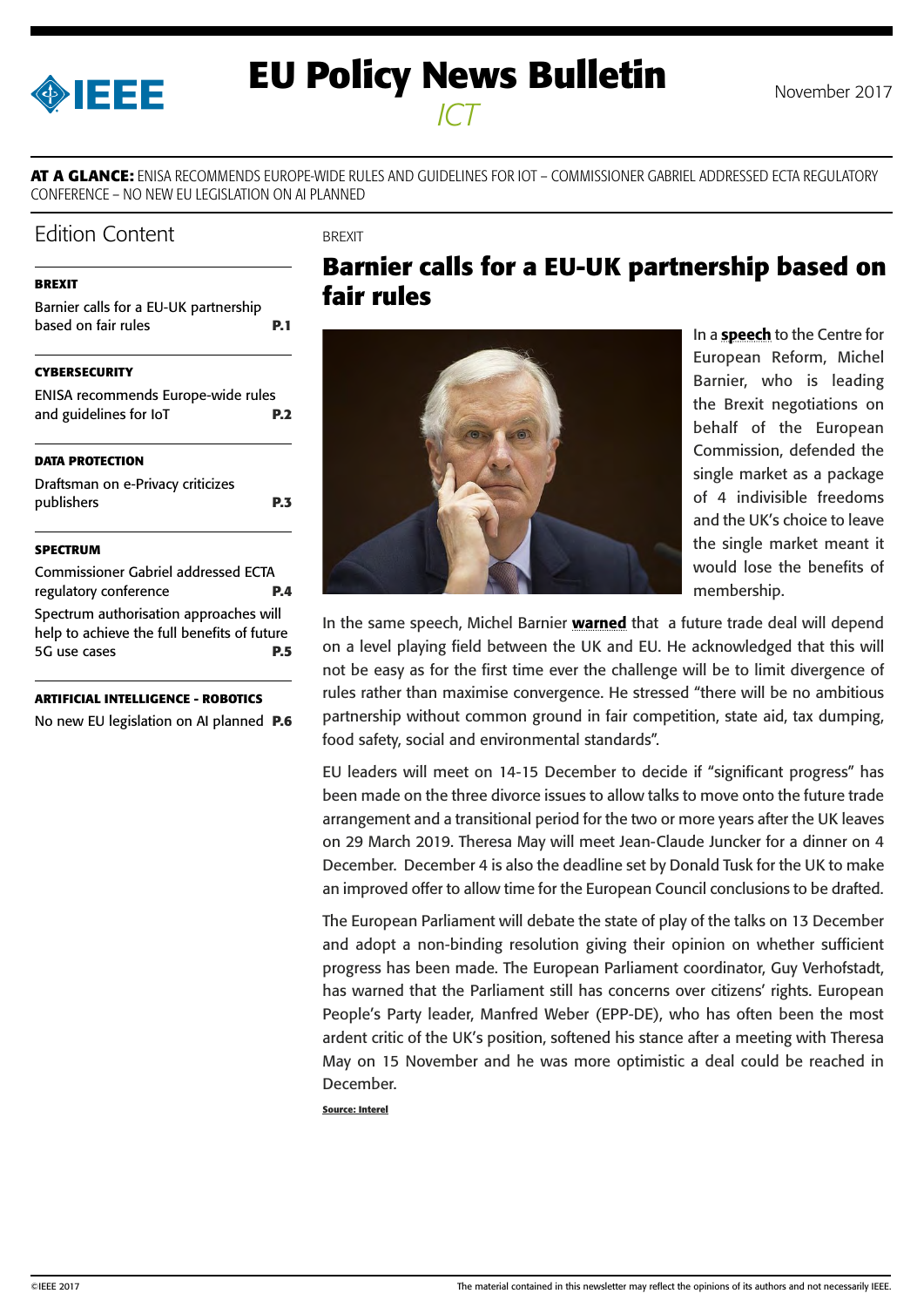# EU Policy News Bulletin

*ICT*

November 2017

**AT A GLANCE:** ENISA RECOMMENDS EUROPE-WIDE RULES AND GUIDELINES FOR IOT – COMMISSIONER GABRIEL ADDRESSED ECTA REGULATORY CONFERENCE – NO NEW EU LEGISLATION ON AI PLANNED

## Edition Content

**BREXIT**

Barnier calls for a EU-UK partnership based on fair rules **P.1**

**CYBERSECURITY**

ENISA recommends Europe-wide rules and guidelines for IoT **P.2**

**DATA PROTECTION**

Draftsman on e-Privacy criticizes publishers **P.3**

**SPECTRUM**

Commissioner Gabriel addressed ECTA regulatory conference **P.4**

Spectrum authorisation approaches will help to achieve the full benefits of future 5G use cases **P.5**

**ARTIFICIAL INTELLIGENCE - ROBOTICS**

No new EU legislation on AI planned **P.6**

BREXIT

## Barnier calls for a EU-UK partnership based on fair rules

In a **speech** to the Centre for European Reform, Michel Barnier, who is leading the Brexit negotiations on behalf of the European Commission, defended the single market as a package of 4 indivisible freedoms and the UK's choice to leave the single market meant it would lose the benefits of membership.

In the same speech, Michel Barnier **warned** that a future trade deal will depend on a level playing field between the UK and EU. He acknowledged that this will not be easy as for the first time ever the challenge will be to limit divergence of rules rather than maximise convergence. He stressed "there will be no ambitious partnership without common ground in fair competition, state aid, tax dumping, food safety, social and environmental standards".

EU leaders will meet on 14-15 December to decide if "significant progress" has been made on the three divorce issues to allow talks to move onto the future trade arrangement and a transitional period for the two or more years after the UK leaves on 29 March 2019. Theresa May will meet Jean-Claude Juncker for a dinner on 4 December. December 4 is also the deadline set by Donald Tusk for the UK to make an improved offer to allow time for the European Council conclusions to be drafted.

The European Parliament will debate the state of play of the talks on 13 December and adopt a non-binding resolution giving their opinion on whether sufficient progress has been made. The European Parliament coordinator, Guy Verhofstadt, has warned that the Parliament still has concerns over citizens' rights. European People's Party leader, Manfred Weber (EPP-DE), who has often been the most ardent critic of the UK's position, softened his stance after a meeting with Theresa May on 15 November and he was more optimistic a deal could be reached in December.

**Source: Interel**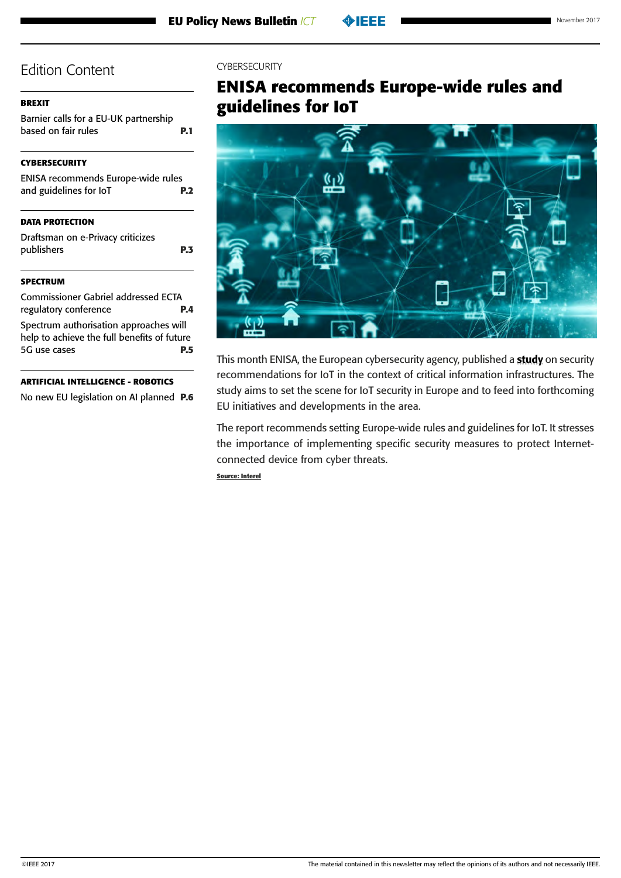## Edition Content

**BREXIT**

Barnier calls for a EU-UK partnership based on fair rules **P.1**

**CYBERSECURITY**

ENISA recommends Europe-wide rules and guidelines for IoT **P.2**

**DATA PROTECTION**

Draftsman on e-Privacy criticizes publishers **P.3**

**SPECTRUM**

Commissioner Gabriel addressed ECTA regulatory conference **P.4**

Spectrum authorisation approaches will help to achieve the full benefits of future 5G use cases **P.5**

**ARTIFICIAL INTELLIGENCE - ROBOTICS**

No new EU legislation on AI planned **P.6**

CYBERSECURITY

# ENISA recommends Europe-wide rules and guidelines for IoT

This month ENISA, the European cybersecurity agency, published a **study** on security recommendations for IoT in the context of critical information infrastructures. The study aims to set the scene for IoT security in Europe and to feed into forthcoming EU initiatives and developments in the area.

The report recommends setting Europe-wide rules and guidelines for IoT. It stresses the importance of implementing specific security measures to protect Internet-connected device from cyber threats.

**Source: Interel**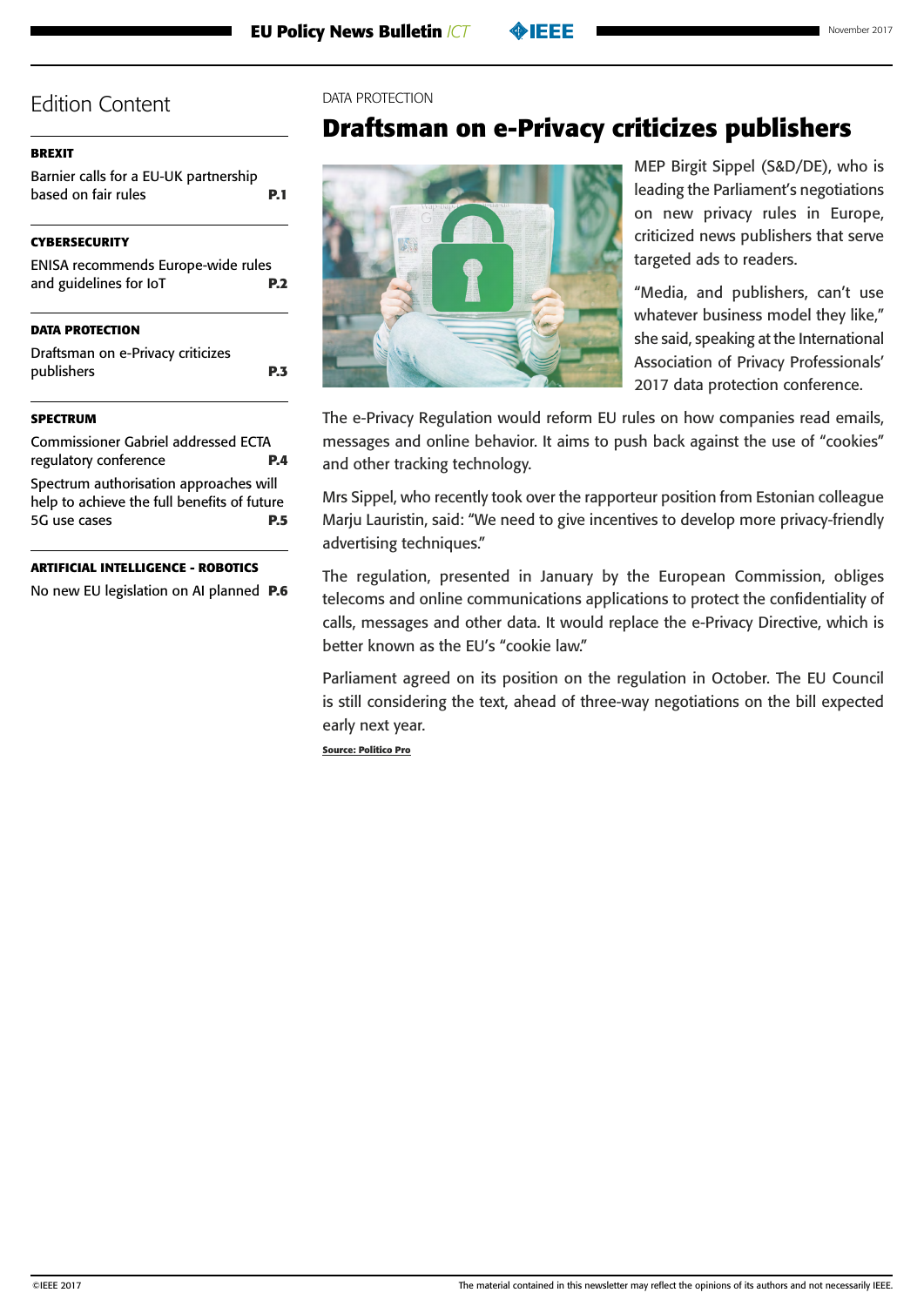# Edition Content

**BREXIT**

Barnier calls for a EU-UK partnership based on fair rules **P.1**

**CYBERSECURITY**

ENISA recommends Europe-wide rules and guidelines for IoT **P.2**

**DATA PROTECTION**

Draftsman on e-Privacy criticizes publishers **P.3**

**SPECTRUM**

Commissioner Gabriel addressed ECTA regulatory conference **P.4**

Spectrum authorisation approaches will help to achieve the full benefits of future 5G use cases **P.5**

**ARTIFICIAL INTELLIGENCE - ROBOTICS**

No new EU legislation on AI planned **P.6**

DATA PROTECTION

## Draftsman on e-Privacy criticizes publishers

MEP Birgit Sippel (S&D/DE), who is leading the Parliament's negotiations on new privacy rules in Europe, criticized news publishers that serve targeted ads to readers.

"Media, and publishers, can't use whatever business model they like," she said, speaking at the International Association of Privacy Professionals' 2017 data protection conference.

The e-Privacy Regulation would reform EU rules on how companies read emails, messages and online behavior. It aims to push back against the use of "cookies" and other tracking technology.

Mrs Sippel, who recently took over the rapporteur position from Estonian colleague Marju Lauristin, said: "We need to give incentives to develop more privacy-friendly advertising techniques."

The regulation, presented in January by the European Commission, obliges telecoms and online communications applications to protect the confidentiality of calls, messages and other data. It would replace the e-Privacy Directive, which is better known as the EU's "cookie law."

Parliament agreed on its position on the regulation in October. The EU Council is still considering the text, ahead of three-way negotiations on the bill expected early next year.

**Source: Politico Pro**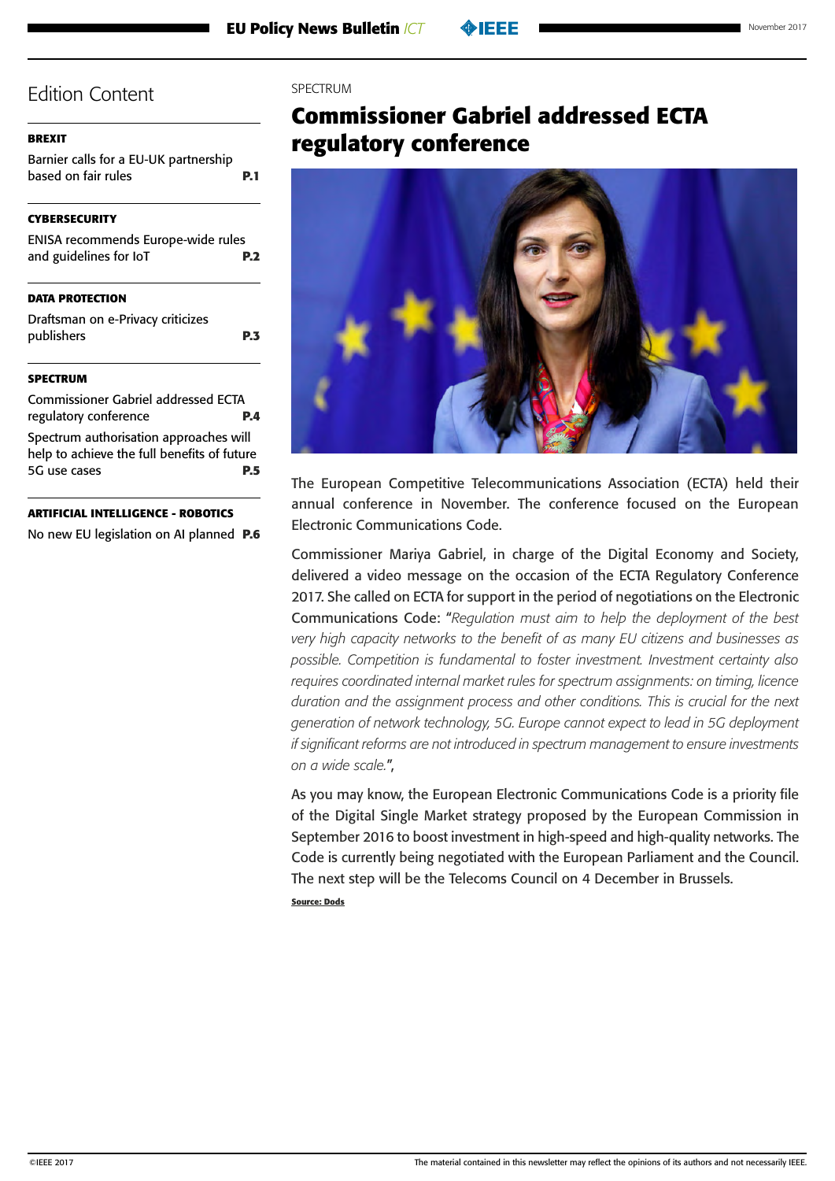## Edition Content

**BREXIT**

Barnier calls for a EU-UK partnership based on fair rules **P.1**

**CYBERSECURITY**

ENISA recommends Europe-wide rules and guidelines for IoT **P.2**

**DATA PROTECTION**

Draftsman on e-Privacy criticizes publishers **P.3**

**SPECTRUM**

Commissioner Gabriel addressed ECTA regulatory conference **P.4**

Spectrum authorisation approaches will help to achieve the full benefits of future 5G use cases **P.5**

**ARTIFICIAL INTELLIGENCE - ROBOTICS**

No new EU legislation on AI planned **P.6**

SPECTRUM

# Commissioner Gabriel addressed ECTA regulatory conference

The European Competitive Telecommunications Association (ECTA) held their annual conference in November. The conference focused on the European Electronic Communications Code.

Commissioner Mariya Gabriel, in charge of the Digital Economy and Society, delivered a video message on the occasion of the ECTA Regulatory Conference 2017. She called on ECTA for support in the period of negotiations on the Electronic Communications Code: "*Regulation must aim to help the deployment of the best very high capacity networks to the benefit of as many EU citizens and businesses as possible. Competition is fundamental to foster investment. Investment certainty also requires coordinated internal market rules for spectrum assignments: on timing, licence duration and the assignment process and other conditions. This is crucial for the next generation of network technology, 5G. Europe cannot expect to lead in 5G deployment if significant reforms are not introduced in spectrum management to ensure investments on a wide scale.*",

As you may know, the European Electronic Communications Code is a priority file of the Digital Single Market strategy proposed by the European Commission in September 2016 to boost investment in high-speed and high-quality networks. The Code is currently being negotiated with the European Parliament and the Council. The next step will be the Telecoms Council on 4 December in Brussels.

**Source: Dods**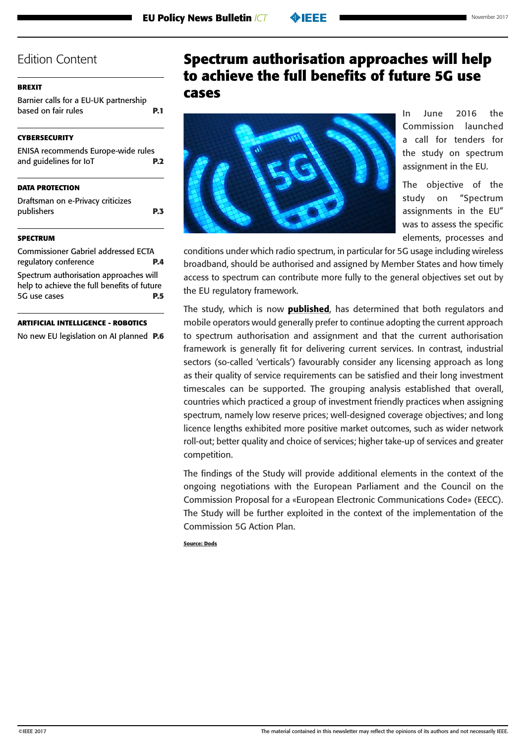## Edition Content

**BREXIT**

Barnier calls for a EU-UK partnership based on fair rules **P.1**

**CYBERSECURITY**

ENISA recommends Europe-wide rules and guidelines for IoT **P.2**

**DATA PROTECTION**

Draftsman on e-Privacy criticizes publishers **P.3**

**SPECTRUM**

Commissioner Gabriel addressed ECTA regulatory conference **P.4**

Spectrum authorisation approaches will help to achieve the full benefits of future 5G use cases **P.5**

**ARTIFICIAL INTELLIGENCE - ROBOTICS**

No new EU legislation on AI planned **P.6**

# Spectrum authorisation approaches will help to achieve the full benefits of future 5G use cases

In June 2016 the Commission launched a call for tenders for the study on spectrum assignment in the EU.

The objective of the study on "Spectrum assignments in the EU" was to assess the specific elements, processes and conditions under which radio spectrum, in particular for 5G usage including wireless broadband, should be authorised and assigned by Member States and how timely access to spectrum can contribute more fully to the general objectives set out by the EU regulatory framework.

The study, which is now **published**, has determined that both regulators and mobile operators would generally prefer to continue adopting the current approach to spectrum authorisation and assignment and that the current authorisation framework is generally fit for delivering current services. In contrast, industrial sectors (so-called 'verticals') favourably consider any licensing approach as long as their quality of service requirements can be satisfied and their long investment timescales can be supported. The grouping analysis established that overall, countries which practiced a group of investment friendly practices when assigning spectrum, namely low reserve prices; well-designed coverage objectives; and long licence lengths exhibited more positive market outcomes, such as wider network roll-out; better quality and choice of services; higher take-up of services and greater competition.

The findings of the Study will provide additional elements in the context of the ongoing negotiations with the European Parliament and the Council on the Commission Proposal for a «European Electronic Communications Code» (EECC). The Study will be further exploited in the context of the implementation of the Commission 5G Action Plan.

**Source: Dods**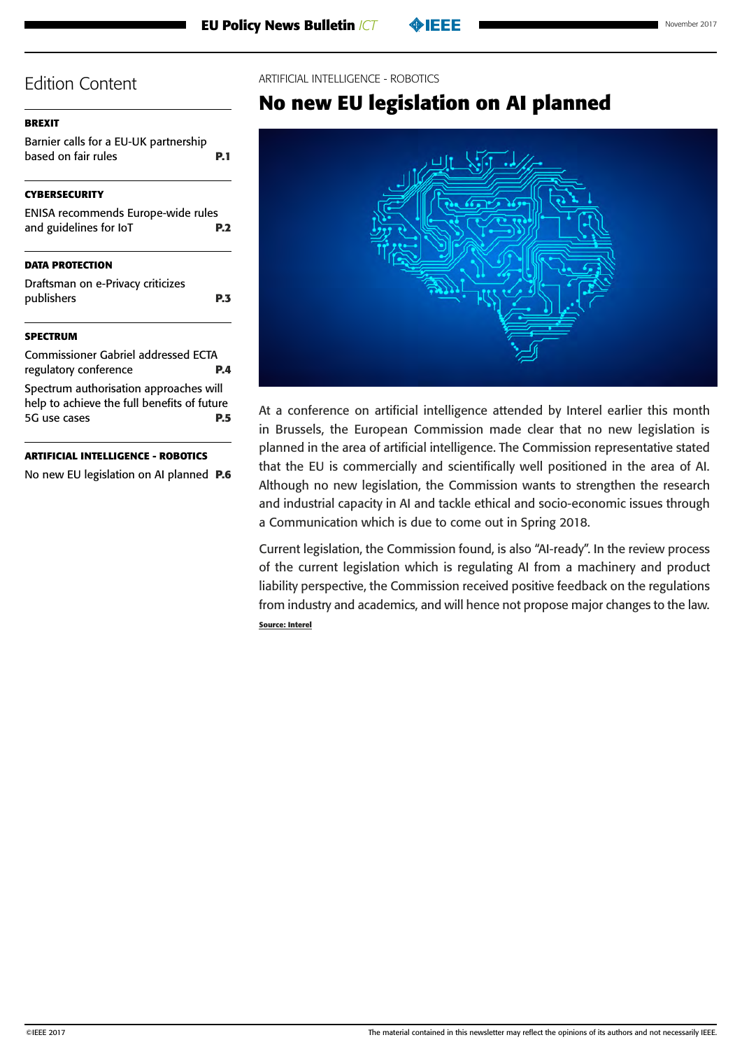# Edition Content

**BREXIT**

Barnier calls for a EU-UK partnership based on fair rules **P.1**

**CYBERSECURITY**

ENISA recommends Europe-wide rules and guidelines for IoT **P.2**

**DATA PROTECTION**

Draftsman on e-Privacy criticizes publishers **P.3**

**SPECTRUM**

Commissioner Gabriel addressed ECTA regulatory conference **P.4**

Spectrum authorisation approaches will help to achieve the full benefits of future 5G use cases **P.5**

**ARTIFICIAL INTELLIGENCE - ROBOTICS**

No new EU legislation on AI planned **P.6**

ARTIFICIAL INTELLIGENCE - ROBOTICS

## No new EU legislation on AI planned

At a conference on artificial intelligence attended by Interel earlier this month in Brussels, the European Commission made clear that no new legislation is planned in the area of artificial intelligence. The Commission representative stated that the EU is commercially and scientifically well positioned in the area of AI. Although no new legislation, the Commission wants to strengthen the research and industrial capacity in AI and tackle ethical and socio-economic issues through a Communication which is due to come out in Spring 2018.

Current legislation, the Commission found, is also "AI-ready". In the review process of the current legislation which is regulating AI from a machinery and product liability perspective, the Commission received positive feedback on the regulations from industry and academics, and will hence not propose major changes to the law.

**Source: Interel**